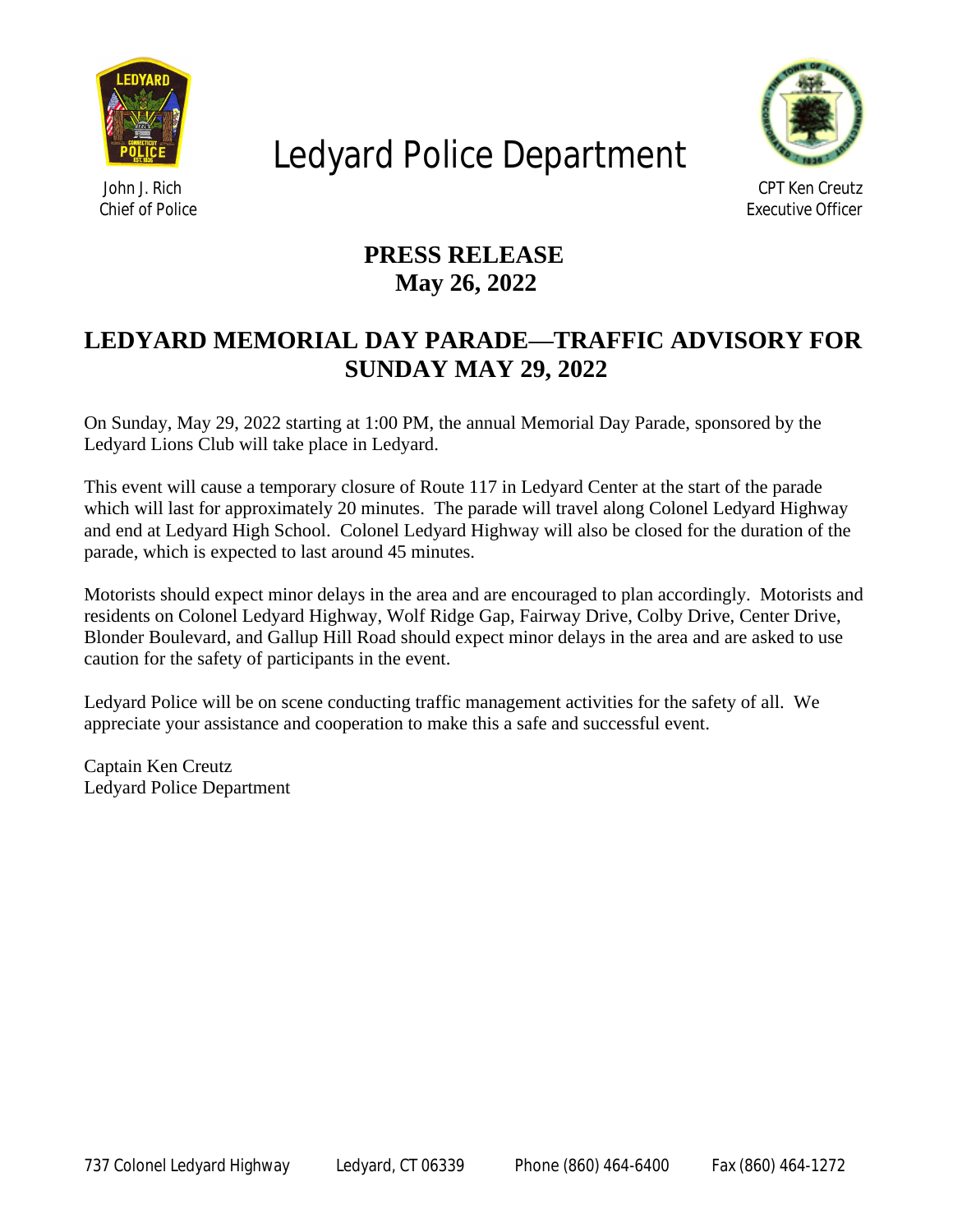# Ledyard Police Department

John J. Rich
Chief of Police

CPT Ken Creutz
Executive Officer

**PRESS RELEASE**
**May 26, 2022**

## LEDYARD MEMORIAL DAY PARADE—TRAFFIC ADVISORY FOR SUNDAY MAY 29, 2022

On Sunday, May 29, 2022 starting at 1:00 PM, the annual Memorial Day Parade, sponsored by the Ledyard Lions Club will take place in Ledyard.

This event will cause a temporary closure of Route 117 in Ledyard Center at the start of the parade which will last for approximately 20 minutes. The parade will travel along Colonel Ledyard Highway and end at Ledyard High School. Colonel Ledyard Highway will also be closed for the duration of the parade, which is expected to last around 45 minutes.

Motorists should expect minor delays in the area and are encouraged to plan accordingly. Motorists and residents on Colonel Ledyard Highway, Wolf Ridge Gap, Fairway Drive, Colby Drive, Center Drive, Blonder Boulevard, and Gallup Hill Road should expect minor delays in the area and are asked to use caution for the safety of participants in the event.

Ledyard Police will be on scene conducting traffic management activities for the safety of all. We appreciate your assistance and cooperation to make this a safe and successful event.

Captain Ken Creutz
Ledyard Police Department

737 Colonel Ledyard Highway Ledyard, CT 06339 Phone (860) 464-6400 Fax (860) 464-1272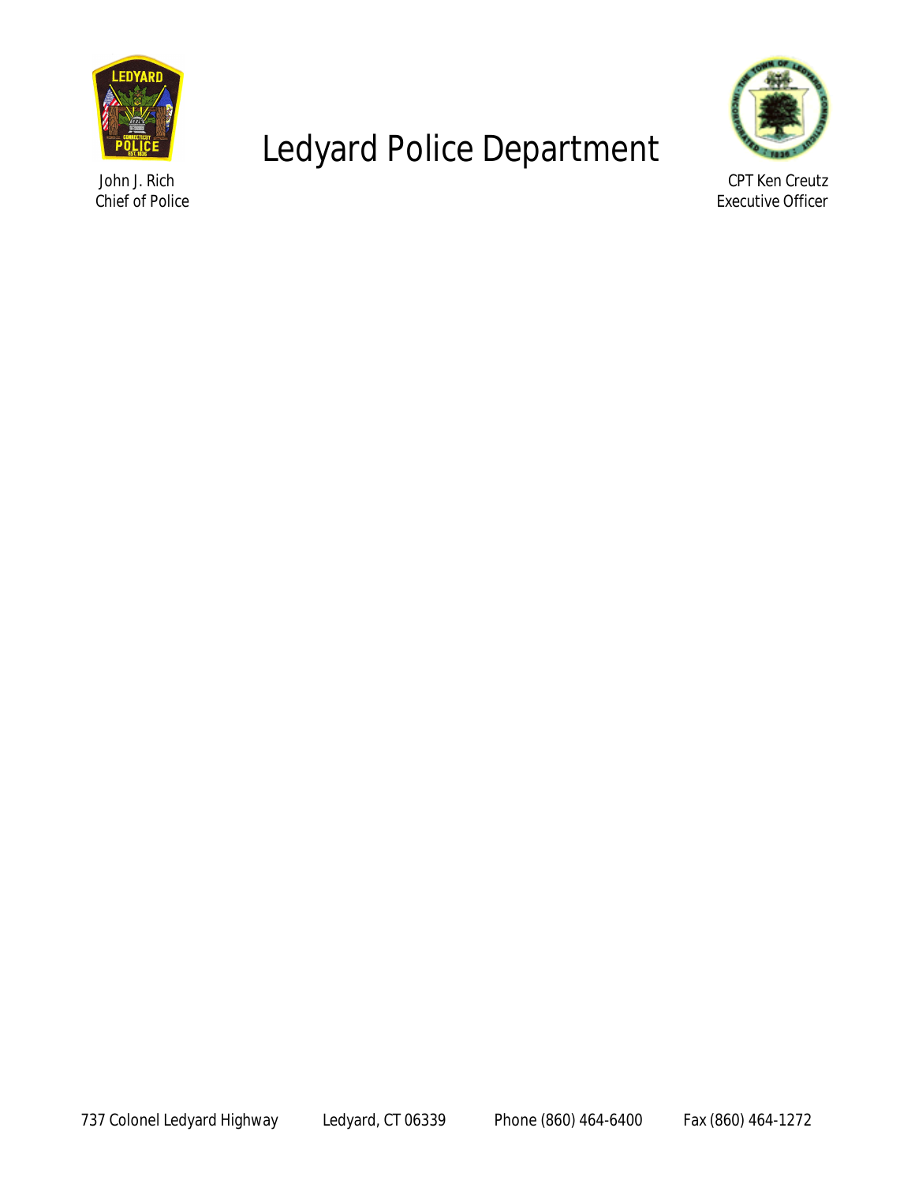# Ledyard Police Department

John J. Rich
Chief of Police

CPT Ken Creutz
Executive Officer

737 Colonel Ledyard Highway    Ledyard, CT 06339    Phone (860) 464-6400    Fax (860) 464-1272